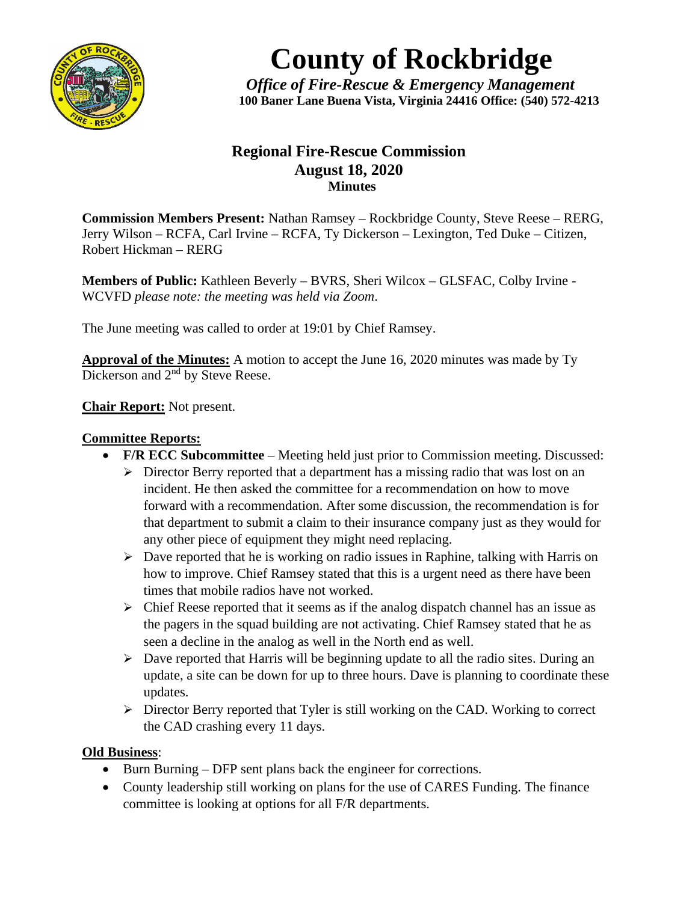# County of Rockbridge

*Office of Fire-Rescue & Emergency Management*
**100 Baner Lane Buena Vista, Virginia 24416 Office: (540) 572-4213**

## Regional Fire-Rescue Commission
## August 18, 2020
### Minutes

**Commission Members Present:** Nathan Ramsey – Rockbridge County, Steve Reese – RERG, Jerry Wilson – RCFA, Carl Irvine – RCFA, Ty Dickerson – Lexington, Ted Duke – Citizen, Robert Hickman – RERG

**Members of Public:** Kathleen Beverly – BVRS, Sheri Wilcox – GLSFAC, Colby Irvine - WCVFD *please note: the meeting was held via Zoom*.

The June meeting was called to order at 19:01 by Chief Ramsey.

**Approval of the Minutes:** A motion to accept the June 16, 2020 minutes was made by Ty Dickerson and 2nd by Steve Reese.

**Chair Report:** Not present.

**Committee Reports:**

- **F/R ECC Subcommittee** – Meeting held just prior to Commission meeting. Discussed:
  - Director Berry reported that a department has a missing radio that was lost on an incident. He then asked the committee for a recommendation on how to move forward with a recommendation. After some discussion, the recommendation is for that department to submit a claim to their insurance company just as they would for any other piece of equipment they might need replacing.
  - Dave reported that he is working on radio issues in Raphine, talking with Harris on how to improve. Chief Ramsey stated that this is a urgent need as there have been times that mobile radios have not worked.
  - Chief Reese reported that it seems as if the analog dispatch channel has an issue as the pagers in the squad building are not activating. Chief Ramsey stated that he as seen a decline in the analog as well in the North end as well.
  - Dave reported that Harris will be beginning update to all the radio sites. During an update, a site can be down for up to three hours. Dave is planning to coordinate these updates.
  - Director Berry reported that Tyler is still working on the CAD. Working to correct the CAD crashing every 11 days.

**Old Business**:

- Burn Burning – DFP sent plans back the engineer for corrections.
- County leadership still working on plans for the use of CARES Funding. The finance committee is looking at options for all F/R departments.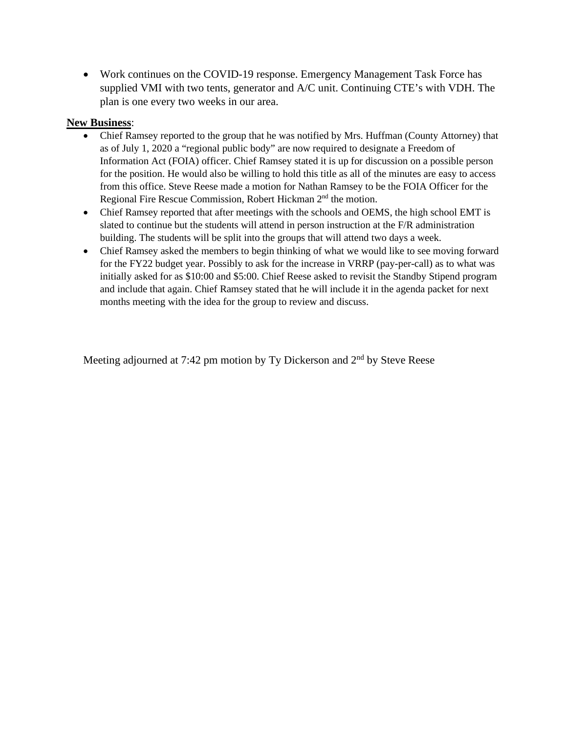- Work continues on the COVID-19 response. Emergency Management Task Force has supplied VMI with two tents, generator and A/C unit. Continuing CTE's with VDH. The plan is one every two weeks in our area.

**New Business**:

- Chief Ramsey reported to the group that he was notified by Mrs. Huffman (County Attorney) that as of July 1, 2020 a "regional public body" are now required to designate a Freedom of Information Act (FOIA) officer. Chief Ramsey stated it is up for discussion on a possible person for the position. He would also be willing to hold this title as all of the minutes are easy to access from this office. Steve Reese made a motion for Nathan Ramsey to be the FOIA Officer for the Regional Fire Rescue Commission, Robert Hickman 2nd the motion.
- Chief Ramsey reported that after meetings with the schools and OEMS, the high school EMT is slated to continue but the students will attend in person instruction at the F/R administration building. The students will be split into the groups that will attend two days a week.
- Chief Ramsey asked the members to begin thinking of what we would like to see moving forward for the FY22 budget year. Possibly to ask for the increase in VRRP (pay-per-call) as to what was initially asked for as $10:00 and $5:00. Chief Reese asked to revisit the Standby Stipend program and include that again. Chief Ramsey stated that he will include it in the agenda packet for next months meeting with the idea for the group to review and discuss.

Meeting adjourned at 7:42 pm motion by Ty Dickerson and 2nd by Steve Reese